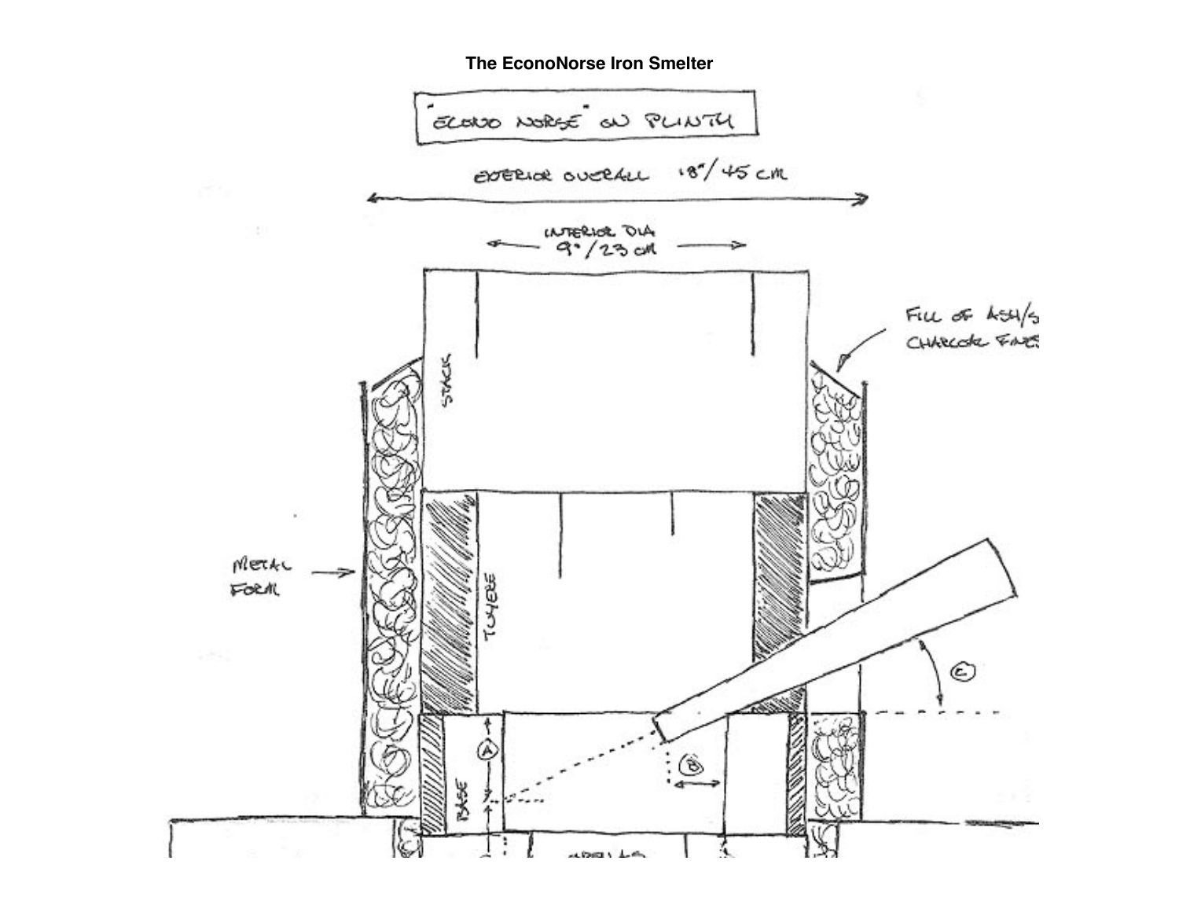# The EconoNorse Iron Smelter

"ECONO NORSE" ON PLINTH

EXTERIOR OVERALL 18"/45 cm

INTERIOR DIA 9"/23 cm

STACK

FILL OF ASH/S CHARCOAL FINES

METAL FORM

TUYERE

BASE

(A)

(B)

(C)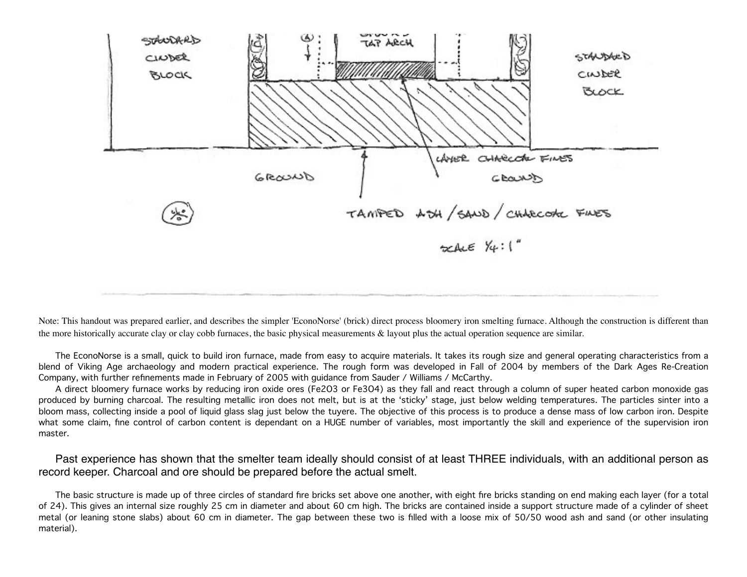Note: This handout was prepared earlier, and describes the simpler 'EconoNorse' (brick) direct process bloomery iron smelting furnace. Although the construction is different than the more historically accurate clay or clay cobb furnaces, the basic physical measurements & layout plus the actual operation sequence are similar.

The EconoNorse is a small, quick to build iron furnace, made from easy to acquire materials. It takes its rough size and general operating characteristics from a blend of Viking Age archaeology and modern practical experience. The rough form was developed in Fall of 2004 by members of the Dark Ages Re-Creation Company, with further refinements made in February of 2005 with guidance from Sauder / Williams / McCarthy.

A direct bloomery furnace works by reducing iron oxide ores ($Fe_2O_3$ or $Fe_3O_4$) as they fall and react through a column of super heated carbon monoxide gas produced by burning charcoal. The resulting metallic iron does not melt, but is at the 'sticky' stage, just below welding temperatures. The particles sinter into a bloom mass, collecting inside a pool of liquid glass slag just below the tuyere. The objective of this process is to produce a dense mass of low carbon iron. Despite what some claim, fine control of carbon content is dependant on a HUGE number of variables, most importantly the skill and experience of the supervision iron master.

Past experience has shown that the smelter team ideally should consist of at least THREE individuals, with an additional person as record keeper. Charcoal and ore should be prepared before the actual smelt.

The basic structure is made up of three circles of standard fire bricks set above one another, with eight fire bricks standing on end making each layer (for a total of 24). This gives an internal size roughly 25 cm in diameter and about 60 cm high. The bricks are contained inside a support structure made of a cylinder of sheet metal (or leaning stone slabs) about 60 cm in diameter. The gap between these two is filled with a loose mix of 50/50 wood ash and sand (or other insulating material).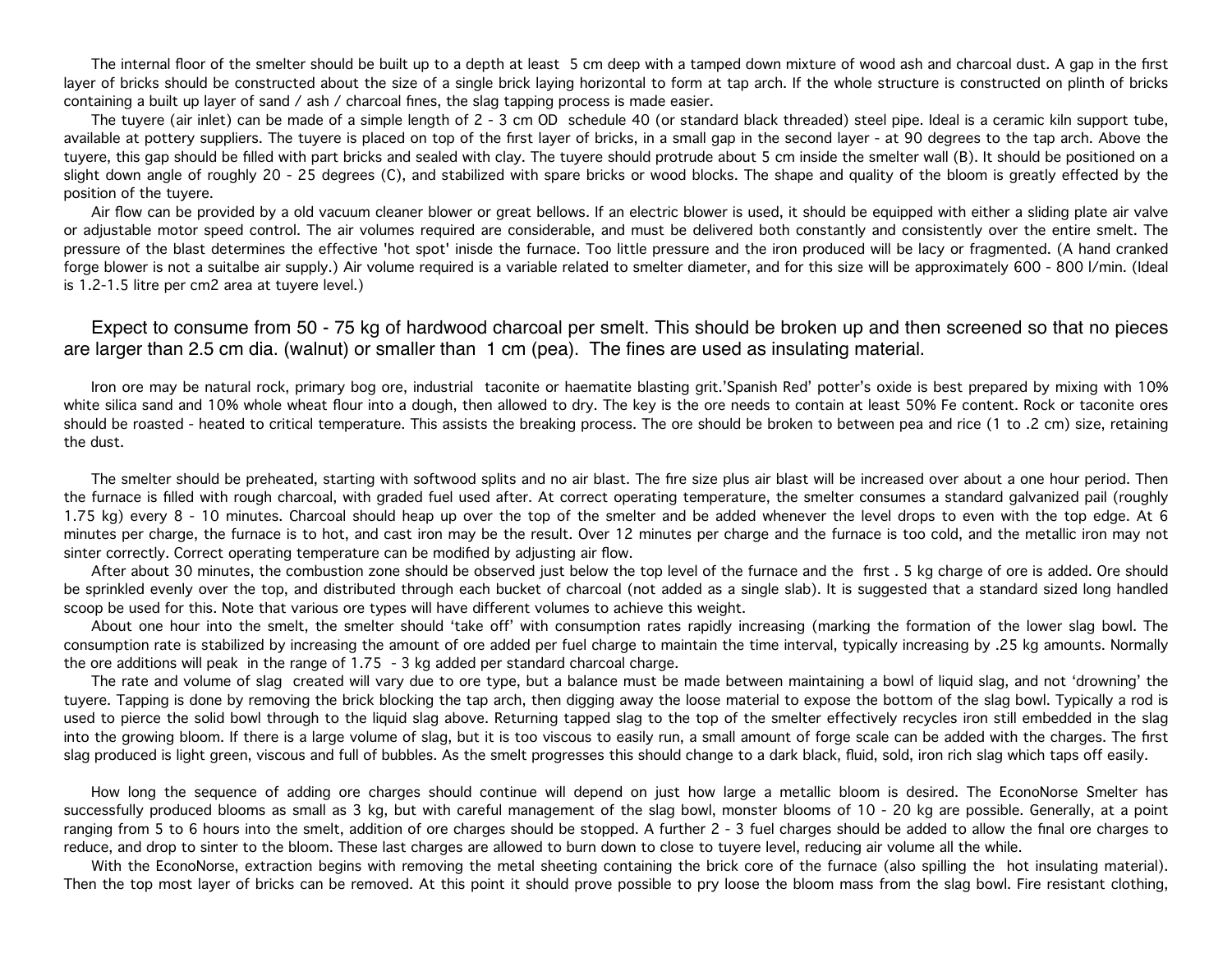The internal floor of the smelter should be built up to a depth at least 5 cm deep with a tamped down mixture of wood ash and charcoal dust. A gap in the first layer of bricks should be constructed about the size of a single brick laying horizontal to form at tap arch. If the whole structure is constructed on plinth of bricks containing a built up layer of sand / ash / charcoal fines, the slag tapping process is made easier.

The tuyere (air inlet) can be made of a simple length of 2 - 3 cm OD schedule 40 (or standard black threaded) steel pipe. Ideal is a ceramic kiln support tube, available at pottery suppliers. The tuyere is placed on top of the first layer of bricks, in a small gap in the second layer - at 90 degrees to the tap arch. Above the tuyere, this gap should be filled with part bricks and sealed with clay. The tuyere should protrude about 5 cm inside the smelter wall (B). It should be positioned on a slight down angle of roughly 20 - 25 degrees (C), and stabilized with spare bricks or wood blocks. The shape and quality of the bloom is greatly effected by the position of the tuyere.

Air flow can be provided by a old vacuum cleaner blower or great bellows. If an electric blower is used, it should be equipped with either a sliding plate air valve or adjustable motor speed control. The air volumes required are considerable, and must be delivered both constantly and consistently over the entire smelt. The pressure of the blast determines the effective 'hot spot' inisde the furnace. Too little pressure and the iron produced will be lacy or fragmented. (A hand cranked forge blower is not a suitalbe air supply.) Air volume required is a variable related to smelter diameter, and for this size will be approximately 600 - 800 l/min. (Ideal is 1.2-1.5 litre per cm2 area at tuyere level.)

Expect to consume from 50 - 75 kg of hardwood charcoal per smelt. This should be broken up and then screened so that no pieces are larger than 2.5 cm dia. (walnut) or smaller than 1 cm (pea). The fines are used as insulating material.

Iron ore may be natural rock, primary bog ore, industrial taconite or haematite blasting grit.'Spanish Red' potter's oxide is best prepared by mixing with 10% white silica sand and 10% whole wheat flour into a dough, then allowed to dry. The key is the ore needs to contain at least 50% Fe content. Rock or taconite ores should be roasted - heated to critical temperature. This assists the breaking process. The ore should be broken to between pea and rice (1 to .2 cm) size, retaining the dust.

The smelter should be preheated, starting with softwood splits and no air blast. The fire size plus air blast will be increased over about a one hour period. Then the furnace is filled with rough charcoal, with graded fuel used after. At correct operating temperature, the smelter consumes a standard galvanized pail (roughly 1.75 kg) every 8 - 10 minutes. Charcoal should heap up over the top of the smelter and be added whenever the level drops to even with the top edge. At 6 minutes per charge, the furnace is to hot, and cast iron may be the result. Over 12 minutes per charge and the furnace is too cold, and the metallic iron may not sinter correctly. Correct operating temperature can be modified by adjusting air flow.

After about 30 minutes, the combustion zone should be observed just below the top level of the furnace and the first . 5 kg charge of ore is added. Ore should be sprinkled evenly over the top, and distributed through each bucket of charcoal (not added as a single slab). It is suggested that a standard sized long handled scoop be used for this. Note that various ore types will have different volumes to achieve this weight.

About one hour into the smelt, the smelter should 'take off' with consumption rates rapidly increasing (marking the formation of the lower slag bowl. The consumption rate is stabilized by increasing the amount of ore added per fuel charge to maintain the time interval, typically increasing by .25 kg amounts. Normally the ore additions will peak in the range of 1.75 - 3 kg added per standard charcoal charge.

The rate and volume of slag created will vary due to ore type, but a balance must be made between maintaining a bowl of liquid slag, and not 'drowning' the tuyere. Tapping is done by removing the brick blocking the tap arch, then digging away the loose material to expose the bottom of the slag bowl. Typically a rod is used to pierce the solid bowl through to the liquid slag above. Returning tapped slag to the top of the smelter effectively recycles iron still embedded in the slag into the growing bloom. If there is a large volume of slag, but it is too viscous to easily run, a small amount of forge scale can be added with the charges. The first slag produced is light green, viscous and full of bubbles. As the smelt progresses this should change to a dark black, fluid, sold, iron rich slag which taps off easily.

How long the sequence of adding ore charges should continue will depend on just how large a metallic bloom is desired. The EconoNorse Smelter has successfully produced blooms as small as 3 kg, but with careful management of the slag bowl, monster blooms of 10 - 20 kg are possible. Generally, at a point ranging from 5 to 6 hours into the smelt, addition of ore charges should be stopped. A further 2 - 3 fuel charges should be added to allow the final ore charges to reduce, and drop to sinter to the bloom. These last charges are allowed to burn down to close to tuyere level, reducing air volume all the while.

With the EconoNorse, extraction begins with removing the metal sheeting containing the brick core of the furnace (also spilling the hot insulating material). Then the top most layer of bricks can be removed. At this point it should prove possible to pry loose the bloom mass from the slag bowl. Fire resistant clothing,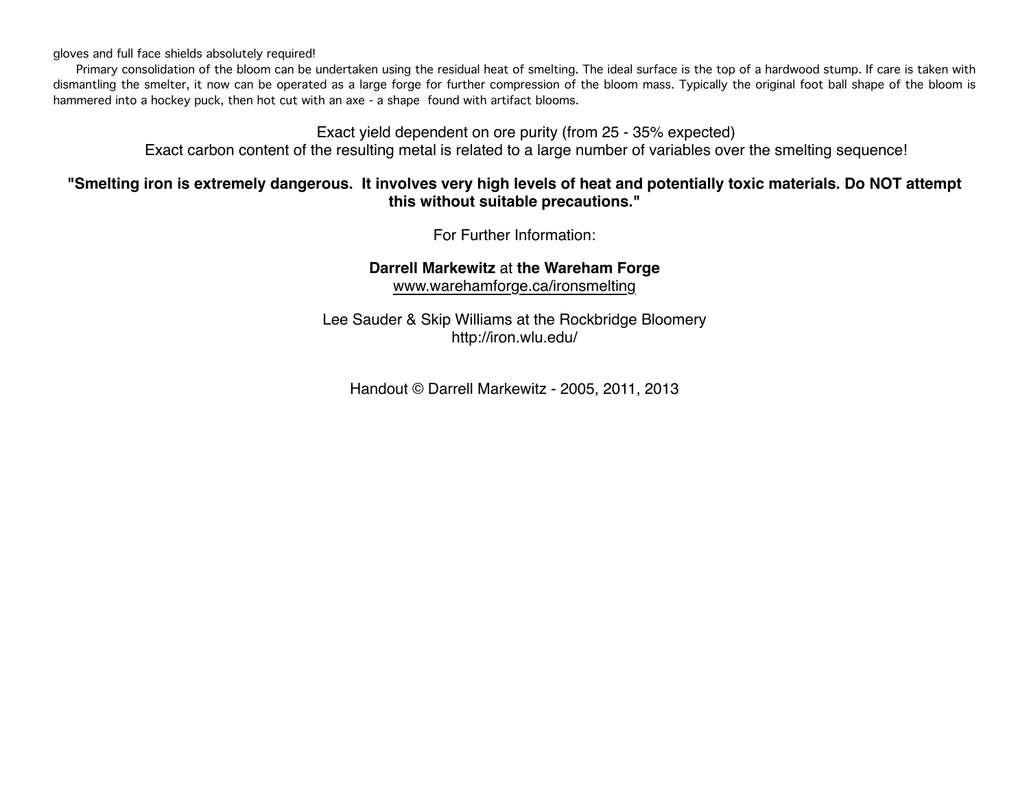gloves and full face shields absolutely required!

Primary consolidation of the bloom can be undertaken using the residual heat of smelting. The ideal surface is the top of a hardwood stump. If care is taken with dismantling the smelter, it now can be operated as a large forge for further compression of the bloom mass. Typically the original foot ball shape of the bloom is hammered into a hockey puck, then hot cut with an axe - a shape found with artifact blooms.

Exact yield dependent on ore purity (from 25 - 35% expected)
Exact carbon content of the resulting metal is related to a large number of variables over the smelting sequence!

**"Smelting iron is extremely dangerous. It involves very high levels of heat and potentially toxic materials. Do NOT attempt this without suitable precautions."**

For Further Information:

**Darrell Markewitz** at **the Wareham Forge**
www.warehamforge.ca/ironsmelting

Lee Sauder & Skip Williams at the Rockbridge Bloomery
http://iron.wlu.edu/

Handout © Darrell Markewitz - 2005, 2011, 2013